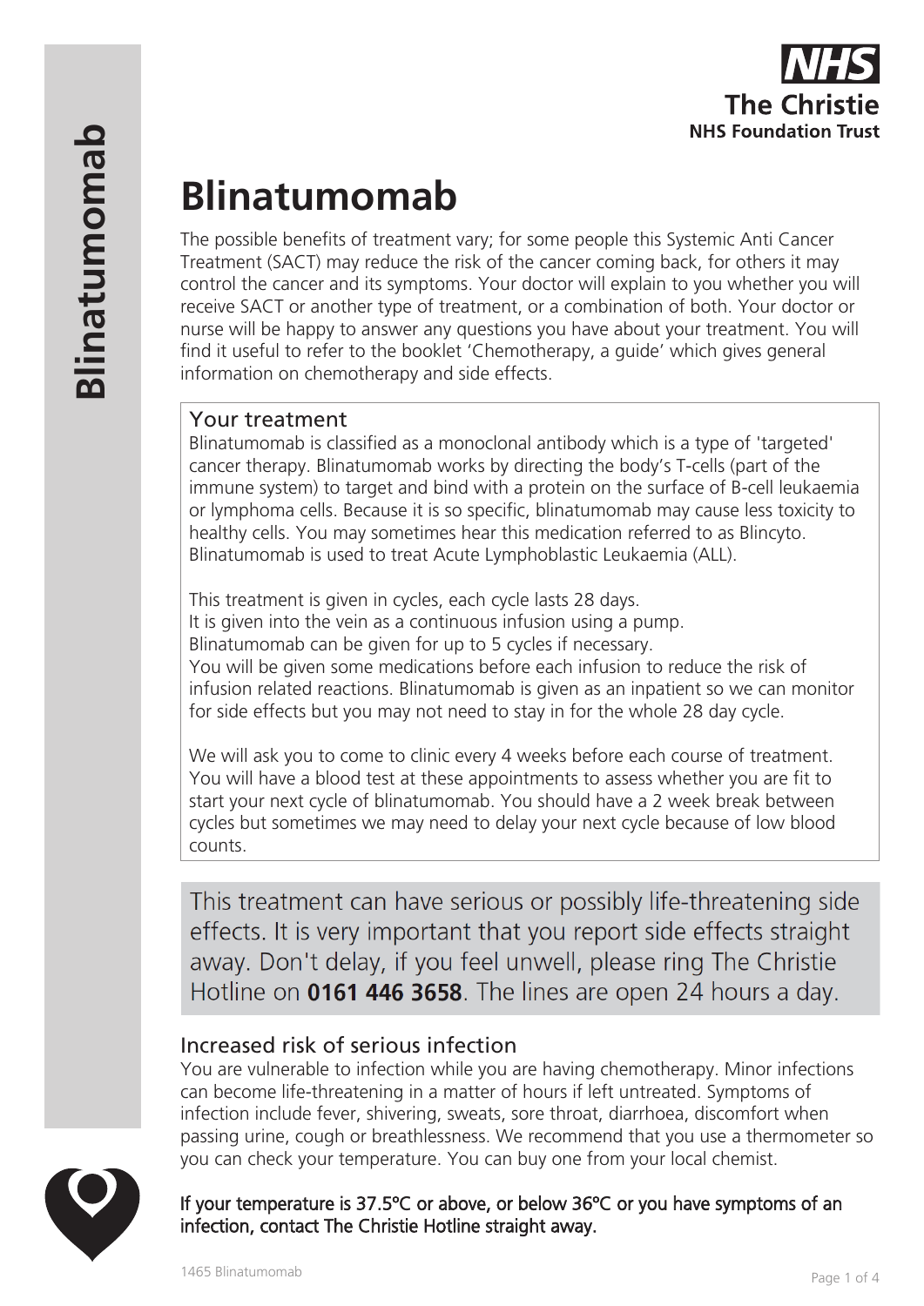# Blinatumomab

The possible benefits of treatment vary; for some people this Systemic Anti Cancer Treatment (SACT) may reduce the risk of the cancer coming back, for others it may control the cancer and its symptoms. Your doctor will explain to you whether you will receive SACT or another type of treatment, or a combination of both. Your doctor or nurse will be happy to answer any questions you have about your treatment. You will find it useful to refer to the booklet 'Chemotherapy, a guide' which gives general information on chemotherapy and side effects.

## Your treatment

Blinatumomab is classified as a monoclonal antibody which is a type of 'targeted' cancer therapy. Blinatumomab works by directing the body's T-cells (part of the immune system) to target and bind with a protein on the surface of B-cell leukaemia or lymphoma cells. Because it is so specific, blinatumomab may cause less toxicity to healthy cells. You may sometimes hear this medication referred to as Blincyto. Blinatumomab is used to treat Acute Lymphoblastic Leukaemia (ALL).

This treatment is given in cycles, each cycle lasts 28 days.
It is given into the vein as a continuous infusion using a pump.
Blinatumomab can be given for up to 5 cycles if necessary.
You will be given some medications before each infusion to reduce the risk of infusion related reactions. Blinatumomab is given as an inpatient so we can monitor for side effects but you may not need to stay in for the whole 28 day cycle.

We will ask you to come to clinic every 4 weeks before each course of treatment. You will have a blood test at these appointments to assess whether you are fit to start your next cycle of blinatumomab. You should have a 2 week break between cycles but sometimes we may need to delay your next cycle because of low blood counts.

This treatment can have serious or possibly life-threatening side effects. It is very important that you report side effects straight away. Don't delay, if you feel unwell, please ring The Christie Hotline on **0161 446 3658**. The lines are open 24 hours a day.

## Increased risk of serious infection

You are vulnerable to infection while you are having chemotherapy. Minor infections can become life-threatening in a matter of hours if left untreated. Symptoms of infection include fever, shivering, sweats, sore throat, diarrhoea, discomfort when passing urine, cough or breathlessness. We recommend that you use a thermometer so you can check your temperature. You can buy one from your local chemist.

**If your temperature is 37.5ºC or above, or below 36ºC or you have symptoms of an infection, contact The Christie Hotline straight away.**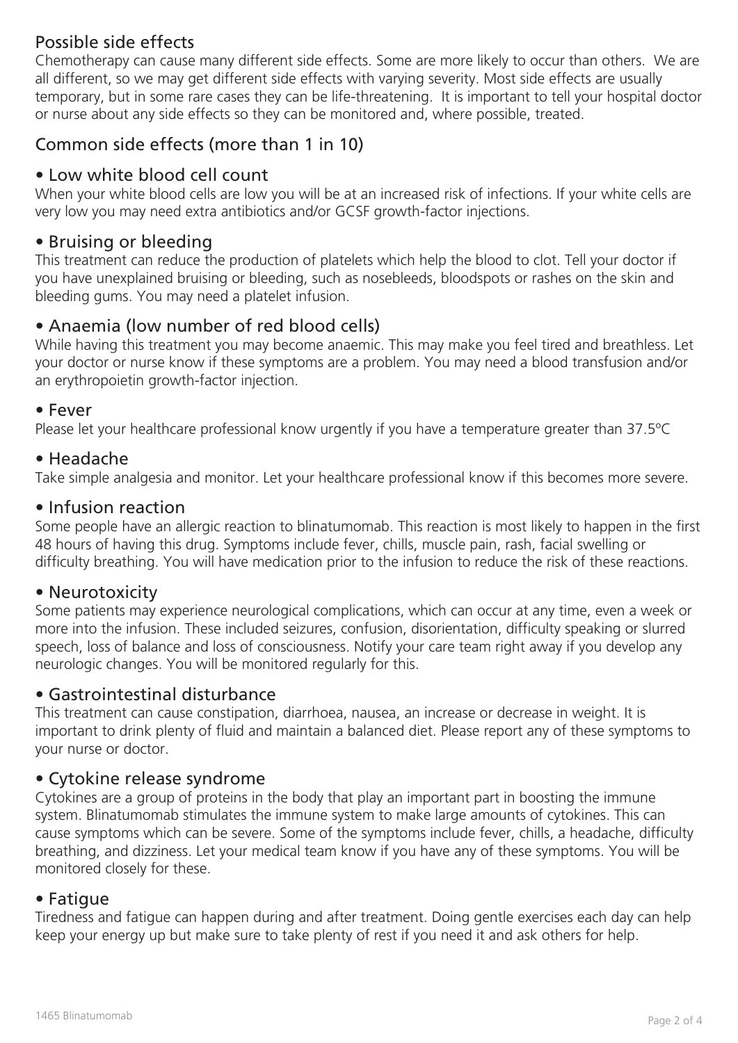## Possible side effects

Chemotherapy can cause many different side effects. Some are more likely to occur than others. We are all different, so we may get different side effects with varying severity. Most side effects are usually temporary, but in some rare cases they can be life-threatening. It is important to tell your hospital doctor or nurse about any side effects so they can be monitored and, where possible, treated.

## Common side effects (more than 1 in 10)

### • Low white blood cell count

When your white blood cells are low you will be at an increased risk of infections. If your white cells are very low you may need extra antibiotics and/or GCSF growth-factor injections.

### • Bruising or bleeding

This treatment can reduce the production of platelets which help the blood to clot. Tell your doctor if you have unexplained bruising or bleeding, such as nosebleeds, bloodspots or rashes on the skin and bleeding gums. You may need a platelet infusion.

### • Anaemia (low number of red blood cells)

While having this treatment you may become anaemic. This may make you feel tired and breathless. Let your doctor or nurse know if these symptoms are a problem. You may need a blood transfusion and/or an erythropoietin growth-factor injection.

### • Fever

Please let your healthcare professional know urgently if you have a temperature greater than 37.5ºC

### • Headache

Take simple analgesia and monitor. Let your healthcare professional know if this becomes more severe.

### • Infusion reaction

Some people have an allergic reaction to blinatumomab. This reaction is most likely to happen in the first 48 hours of having this drug. Symptoms include fever, chills, muscle pain, rash, facial swelling or difficulty breathing. You will have medication prior to the infusion to reduce the risk of these reactions.

### • Neurotoxicity

Some patients may experience neurological complications, which can occur at any time, even a week or more into the infusion. These included seizures, confusion, disorientation, difficulty speaking or slurred speech, loss of balance and loss of consciousness. Notify your care team right away if you develop any neurologic changes. You will be monitored regularly for this.

### • Gastrointestinal disturbance

This treatment can cause constipation, diarrhoea, nausea, an increase or decrease in weight. It is important to drink plenty of fluid and maintain a balanced diet. Please report any of these symptoms to your nurse or doctor.

### • Cytokine release syndrome

Cytokines are a group of proteins in the body that play an important part in boosting the immune system. Blinatumomab stimulates the immune system to make large amounts of cytokines. This can cause symptoms which can be severe. Some of the symptoms include fever, chills, a headache, difficulty breathing, and dizziness. Let your medical team know if you have any of these symptoms. You will be monitored closely for these.

### • Fatigue

Tiredness and fatigue can happen during and after treatment. Doing gentle exercises each day can help keep your energy up but make sure to take plenty of rest if you need it and ask others for help.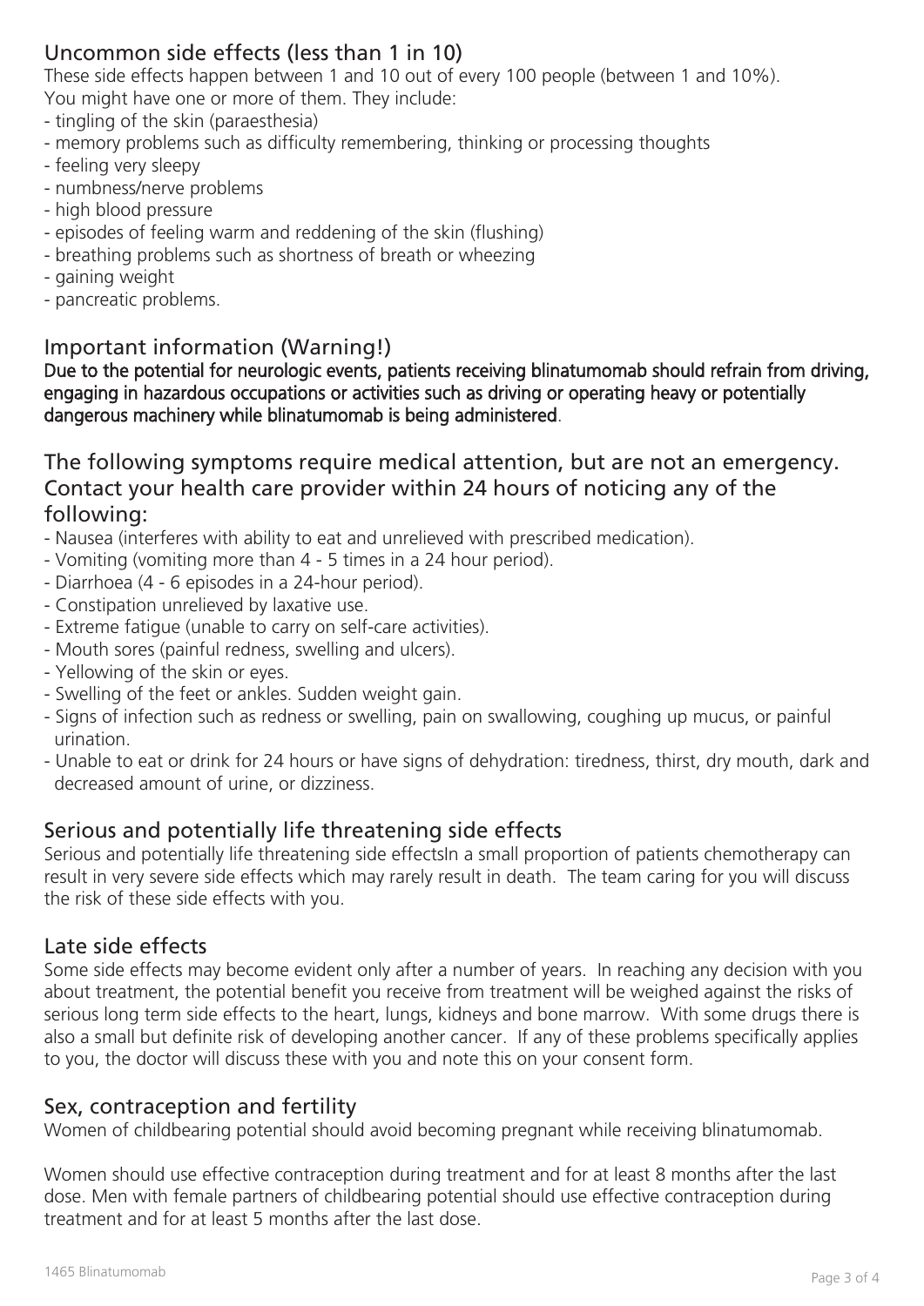## Uncommon side effects (less than 1 in 10)

These side effects happen between 1 and 10 out of every 100 people (between 1 and 10%).
You might have one or more of them. They include:

- tingling of the skin (paraesthesia)
- memory problems such as difficulty remembering, thinking or processing thoughts
- feeling very sleepy
- numbness/nerve problems
- high blood pressure
- episodes of feeling warm and reddening of the skin (flushing)
- breathing problems such as shortness of breath or wheezing
- gaining weight
- pancreatic problems.

## Important information (Warning!)

**Due to the potential for neurologic events, patients receiving blinatumomab should refrain from driving, engaging in hazardous occupations or activities such as driving or operating heavy or potentially dangerous machinery while blinatumomab is being administered**.

## The following symptoms require medical attention, but are not an emergency. Contact your health care provider within 24 hours of noticing any of the following:

- Nausea (interferes with ability to eat and unrelieved with prescribed medication).
- Vomiting (vomiting more than 4 - 5 times in a 24 hour period).
- Diarrhoea (4 - 6 episodes in a 24-hour period).
- Constipation unrelieved by laxative use.
- Extreme fatigue (unable to carry on self-care activities).
- Mouth sores (painful redness, swelling and ulcers).
- Yellowing of the skin or eyes.
- Swelling of the feet or ankles. Sudden weight gain.
- Signs of infection such as redness or swelling, pain on swallowing, coughing up mucus, or painful urination.
- Unable to eat or drink for 24 hours or have signs of dehydration: tiredness, thirst, dry mouth, dark and decreased amount of urine, or dizziness.

## Serious and potentially life threatening side effects

Serious and potentially life threatening side effectsIn a small proportion of patients chemotherapy can result in very severe side effects which may rarely result in death. The team caring for you will discuss the risk of these side effects with you.

## Late side effects

Some side effects may become evident only after a number of years. In reaching any decision with you about treatment, the potential benefit you receive from treatment will be weighed against the risks of serious long term side effects to the heart, lungs, kidneys and bone marrow. With some drugs there is also a small but definite risk of developing another cancer. If any of these problems specifically applies to you, the doctor will discuss these with you and note this on your consent form.

## Sex, contraception and fertility

Women of childbearing potential should avoid becoming pregnant while receiving blinatumomab.

Women should use effective contraception during treatment and for at least 8 months after the last dose. Men with female partners of childbearing potential should use effective contraception during treatment and for at least 5 months after the last dose.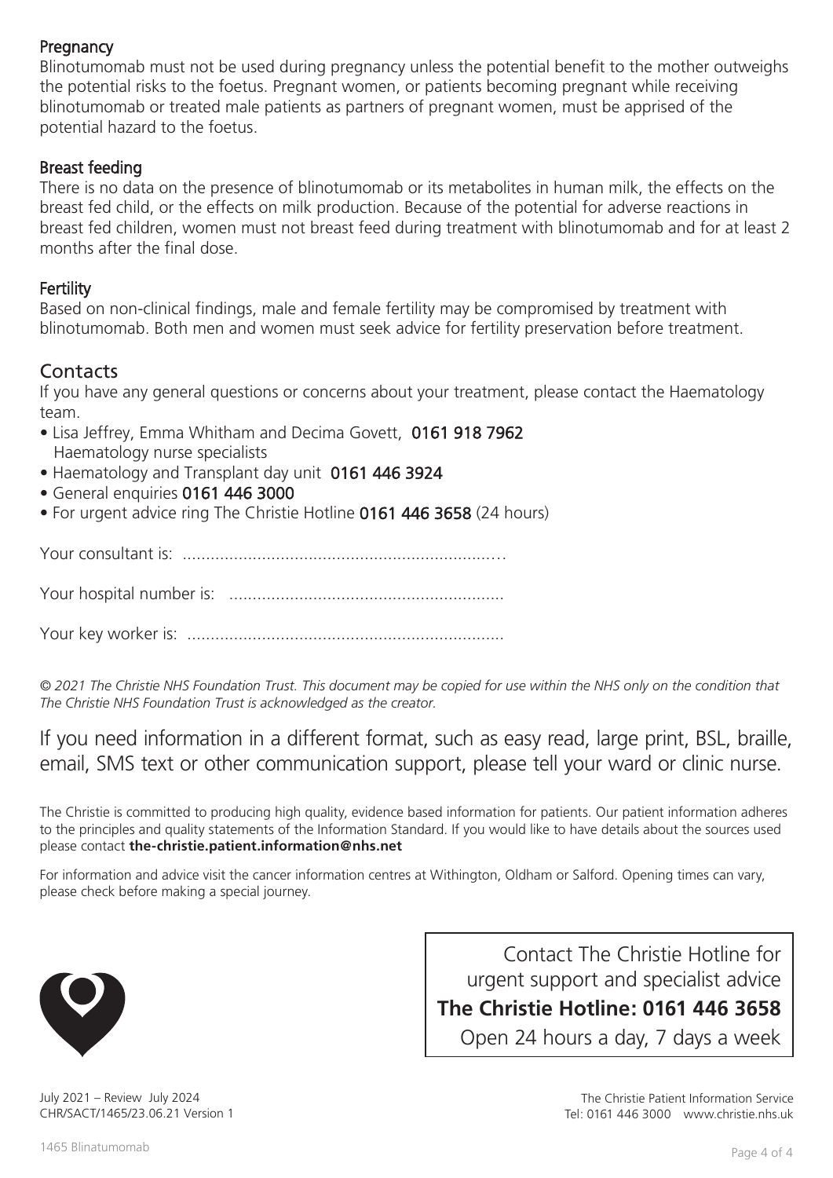### Pregnancy

Blinotumomab must not be used during pregnancy unless the potential benefit to the mother outweighs the potential risks to the foetus. Pregnant women, or patients becoming pregnant while receiving blinotumomab or treated male patients as partners of pregnant women, must be apprised of the potential hazard to the foetus.

### Breast feeding

There is no data on the presence of blinotumomab or its metabolites in human milk, the effects on the breast fed child, or the effects on milk production. Because of the potential for adverse reactions in breast fed children, women must not breast feed during treatment with blinotumomab and for at least 2 months after the final dose.

### Fertility

Based on non-clinical findings, male and female fertility may be compromised by treatment with blinotumomab. Both men and women must seek advice for fertility preservation before treatment.

## Contacts

If you have any general questions or concerns about your treatment, please contact the Haematology team.

- Lisa Jeffrey, Emma Whitham and Decima Govett, **0161 918 7962**
  Haematology nurse specialists
- Haematology and Transplant day unit **0161 446 3924**
- General enquiries **0161 446 3000**
- For urgent advice ring The Christie Hotline **0161 446 3658** (24 hours)

Your consultant is: ....................................................................

Your hospital number is: ..........................................................

Your key worker is: ....................................................................

*© 2021 The Christie NHS Foundation Trust. This document may be copied for use within the NHS only on the condition that The Christie NHS Foundation Trust is acknowledged as the creator.*

If you need information in a different format, such as easy read, large print, BSL, braille, email, SMS text or other communication support, please tell your ward or clinic nurse.

The Christie is committed to producing high quality, evidence based information for patients. Our patient information adheres to the principles and quality statements of the Information Standard. If you would like to have details about the sources used please contact **the-christie.patient.information@nhs.net**

For information and advice visit the cancer information centres at Withington, Oldham or Salford. Opening times can vary, please check before making a special journey.

Contact The Christie Hotline for urgent support and specialist advice
**The Christie Hotline: 0161 446 3658**
Open 24 hours a day, 7 days a week

July 2021 – Review July 2024
CHR/SACT/1465/23.06.21 Version 1

The Christie Patient Information Service
Tel: 0161 446 3000 www.christie.nhs.uk

1465 Blinatumomab